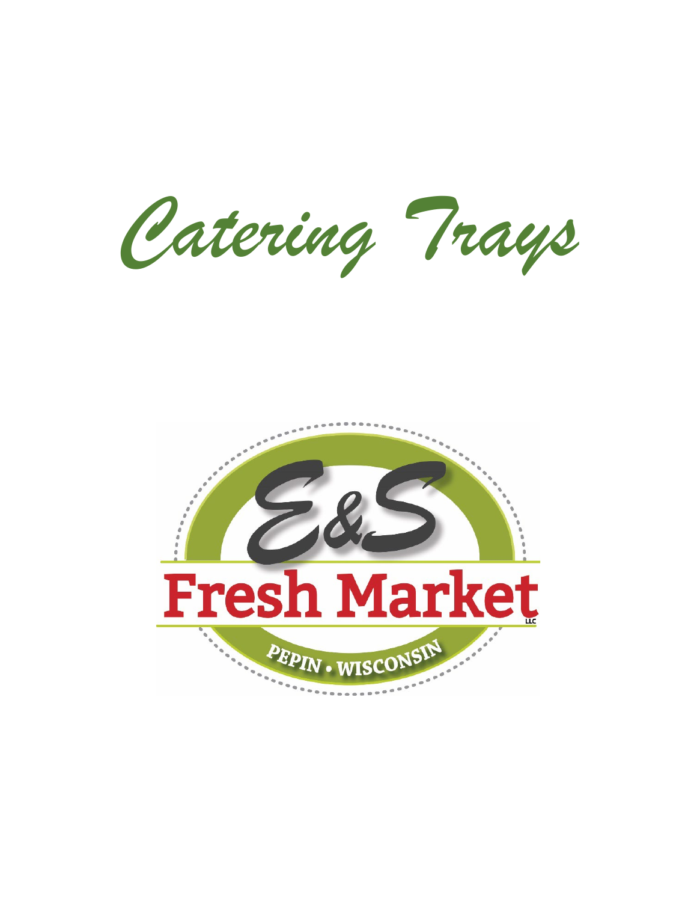# Catering Trays

E&S

Fresh Market LLC

PEPIN • WISCONSIN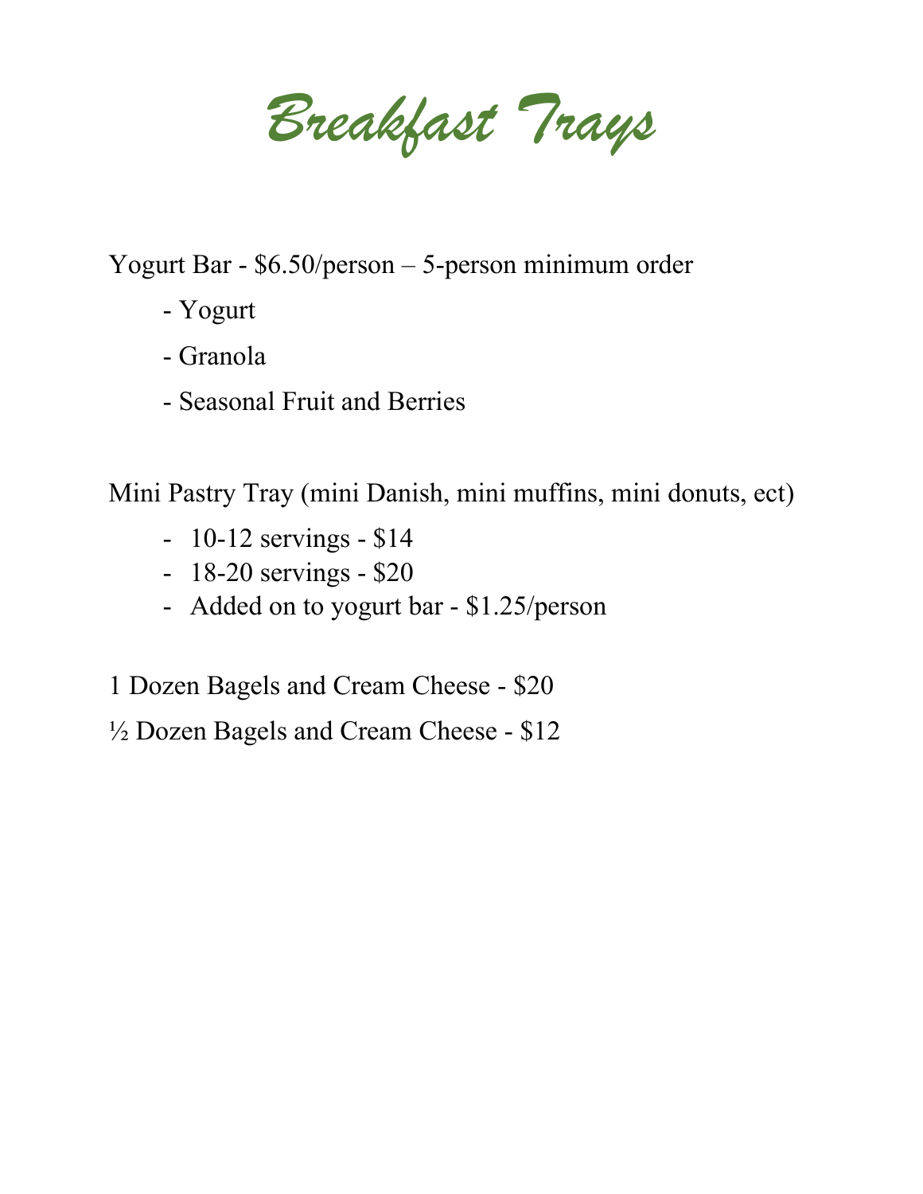# *Breakfast Trays*

Yogurt Bar - $6.50/person – 5-person minimum order

- Yogurt
- Granola
- Seasonal Fruit and Berries

Mini Pastry Tray (mini Danish, mini muffins, mini donuts, ect)

- 10-12 servings - $14
- 18-20 servings - $20
- Added on to yogurt bar - $1.25/person

1 Dozen Bagels and Cream Cheese - $20

½ Dozen Bagels and Cream Cheese - $12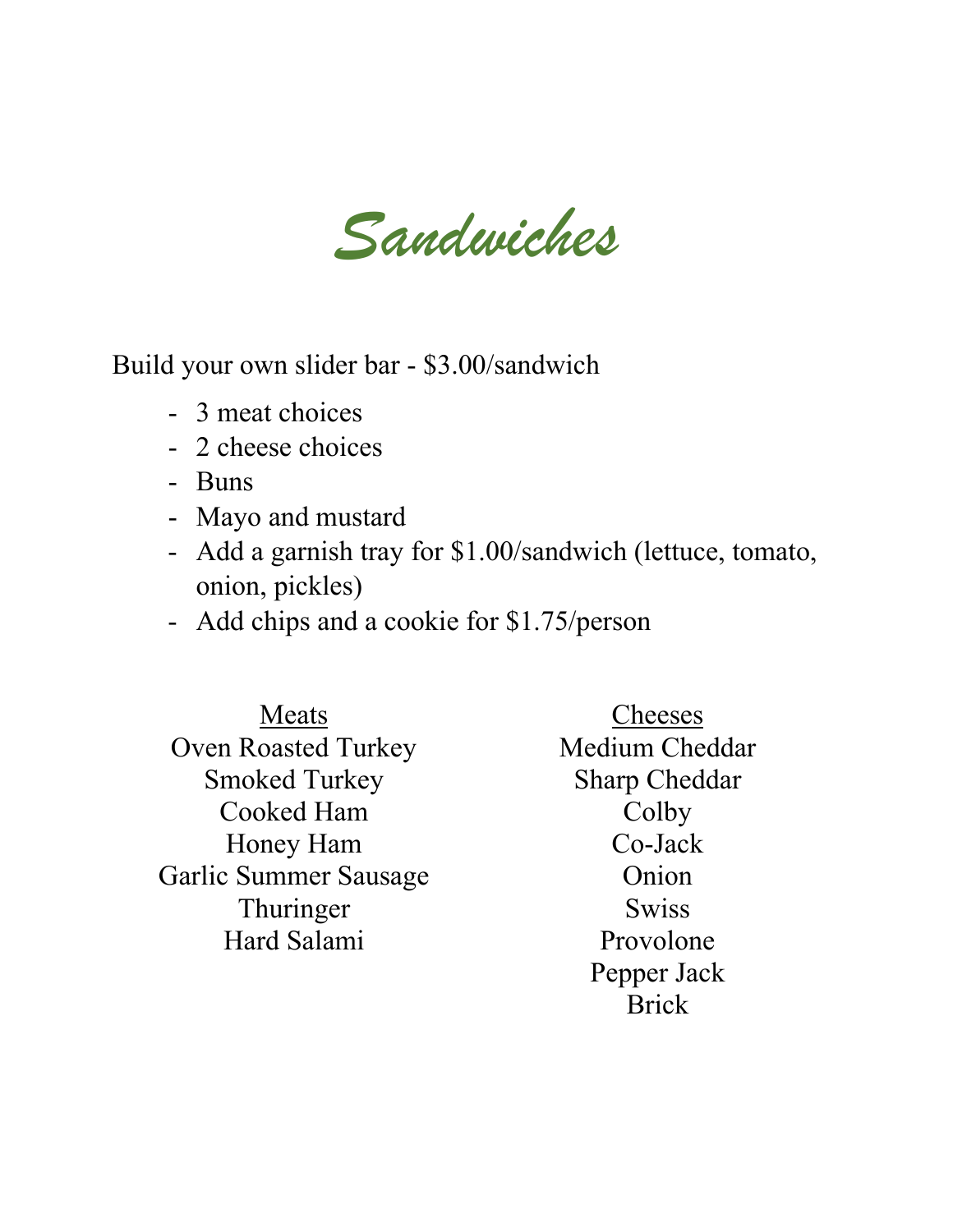# *Sandwiches*

Build your own slider bar - $3.00/sandwich

- 3 meat choices
- 2 cheese choices
- Buns
- Mayo and mustard
- Add a garnish tray for $1.00/sandwich (lettuce, tomato, onion, pickles)
- Add chips and a cookie for $1.75/person

| Meats | Cheeses |
|---|---|
| Oven Roasted Turkey | Medium Cheddar |
| Smoked Turkey | Sharp Cheddar |
| Cooked Ham | Colby |
| Honey Ham | Co-Jack |
| Garlic Summer Sausage | Onion |
| Thuringer | Swiss |
| Hard Salami | Provolone |
| | Pepper Jack |
| | Brick |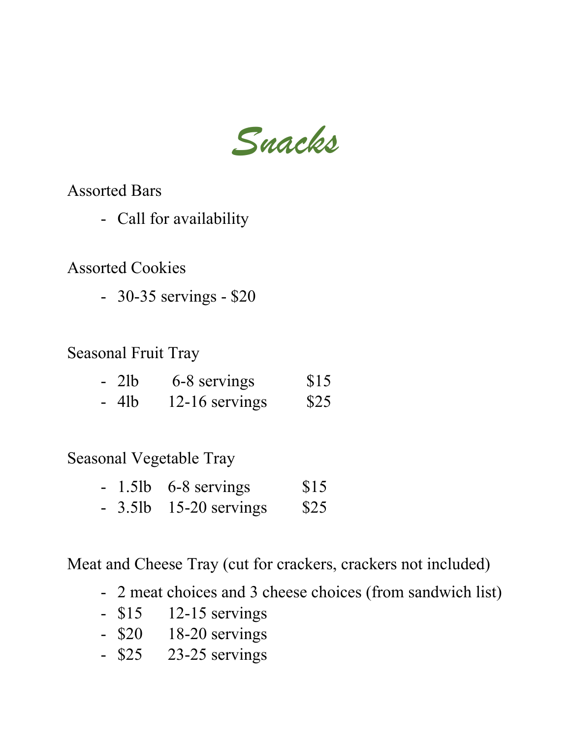# Snacks

Assorted Bars

- Call for availability

Assorted Cookies

- 30-35 servings - $20

Seasonal Fruit Tray

- 2lb 6-8 servings $15
- 4lb 12-16 servings $25

Seasonal Vegetable Tray

- 1.5lb 6-8 servings $15
- 3.5lb 15-20 servings $25

Meat and Cheese Tray (cut for crackers, crackers not included)

- 2 meat choices and 3 cheese choices (from sandwich list)
- $15 12-15 servings
- $20 18-20 servings
- $25 23-25 servings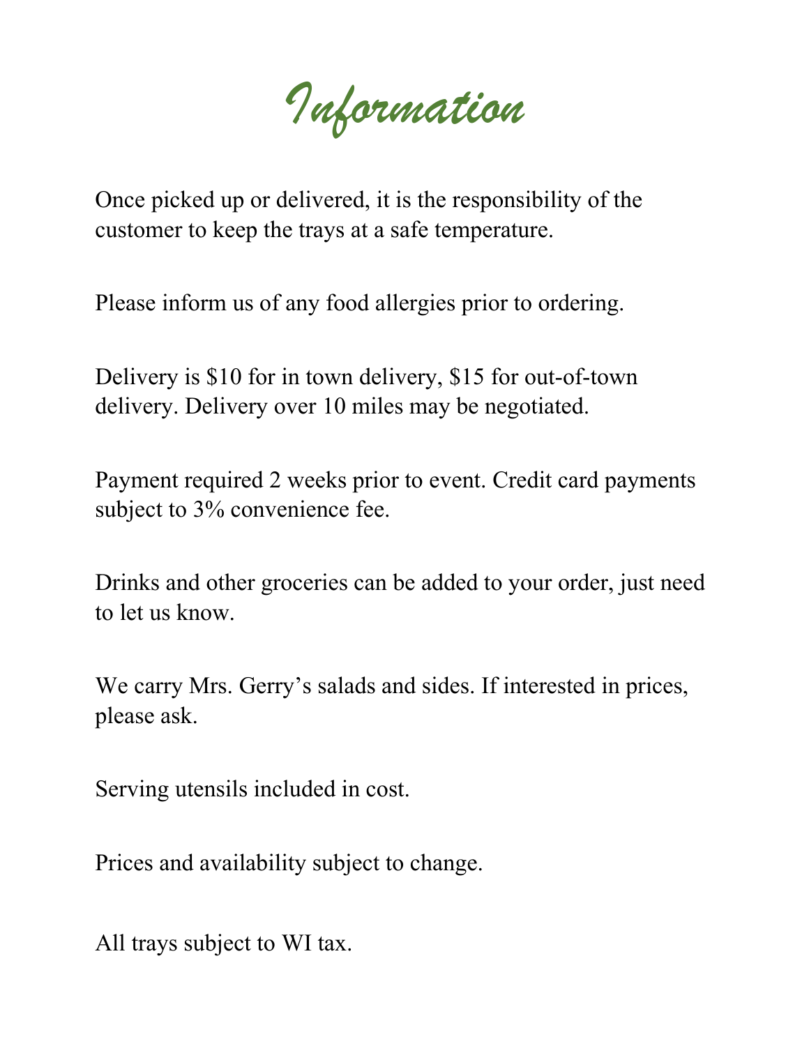# Information

Once picked up or delivered, it is the responsibility of the customer to keep the trays at a safe temperature.

Please inform us of any food allergies prior to ordering.

Delivery is $10 for in town delivery, $15 for out-of-town delivery. Delivery over 10 miles may be negotiated.

Payment required 2 weeks prior to event. Credit card payments subject to 3% convenience fee.

Drinks and other groceries can be added to your order, just need to let us know.

We carry Mrs. Gerry's salads and sides. If interested in prices, please ask.

Serving utensils included in cost.

Prices and availability subject to change.

All trays subject to WI tax.